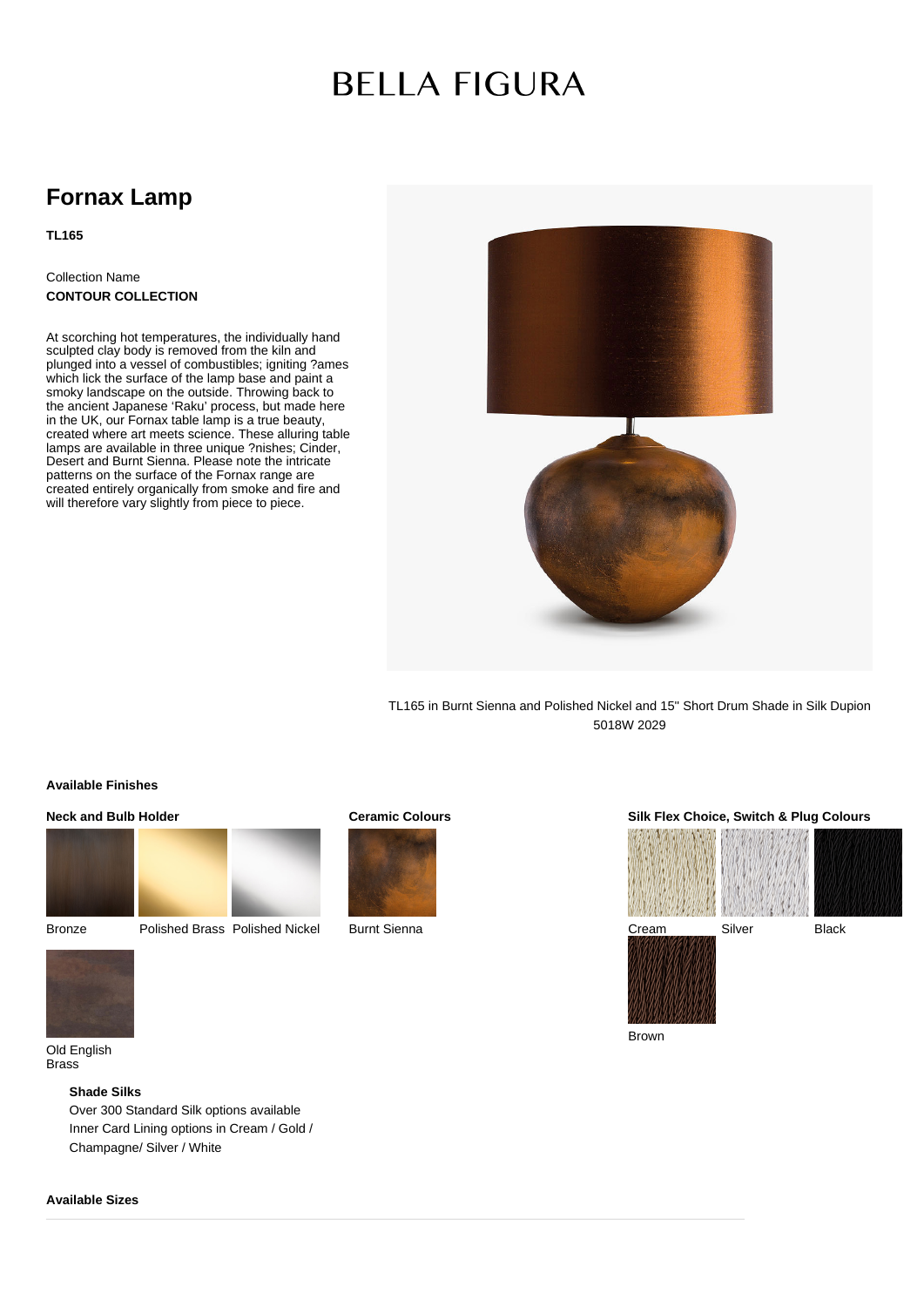# BELLA FIGURA

## Fornax Lamp

**TL165**

Collection Name
**CONTOUR COLLECTION**

At scorching hot temperatures, the individually hand sculpted clay body is removed from the kiln and plunged into a vessel of combustibles; igniting ?ames which lick the surface of the lamp base and paint a smoky landscape on the outside. Throwing back to the ancient Japanese 'Raku' process, but made here in the UK, our Fornax table lamp is a true beauty, created where art meets science. These alluring table lamps are available in three unique ?nishes; Cinder, Desert and Burnt Sienna. Please note the intricate patterns on the surface of the Fornax range are created entirely organically from smoke and fire and will therefore vary slightly from piece to piece.

TL165 in Burnt Sienna and Polished Nickel and 15" Short Drum Shade in Silk Dupion 5018W 2029

### Available Finishes

**Neck and Bulb Holder**

Bronze
Polished Brass
Polished Nickel
Old English Brass

**Ceramic Colours**

Burnt Sienna

**Silk Flex Choice, Switch & Plug Colours**

Cream
Silver
Black
Brown

**Shade Silks**
Over 300 Standard Silk options available
Inner Card Lining options in Cream / Gold / Champagne/ Silver / White

### Available Sizes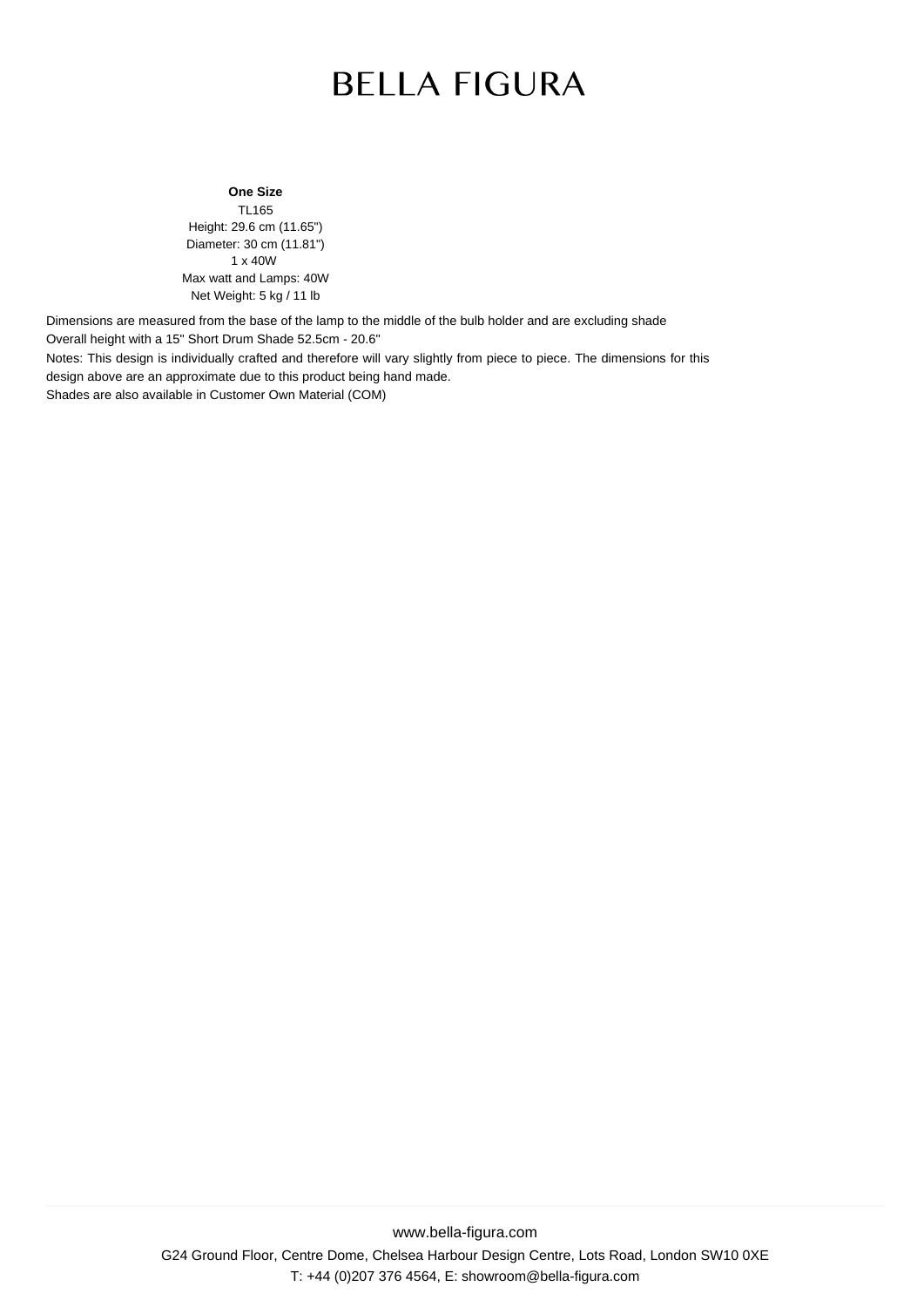# BELLA FIGURA

**One Size**

TL165
Height: 29.6 cm (11.65")
Diameter: 30 cm (11.81")
1 x 40W
Max watt and Lamps: 40W
Net Weight: 5 kg / 11 lb

Dimensions are measured from the base of the lamp to the middle of the bulb holder and are excluding shade

Overall height with a 15" Short Drum Shade 52.5cm - 20.6"

Notes: This design is individually crafted and therefore will vary slightly from piece to piece. The dimensions for this design above are an approximate due to this product being hand made.

Shades are also available in Customer Own Material (COM)

www.bella-figura.com
G24 Ground Floor, Centre Dome, Chelsea Harbour Design Centre, Lots Road, London SW10 0XE
T: +44 (0)207 376 4564, E: showroom@bella-figura.com